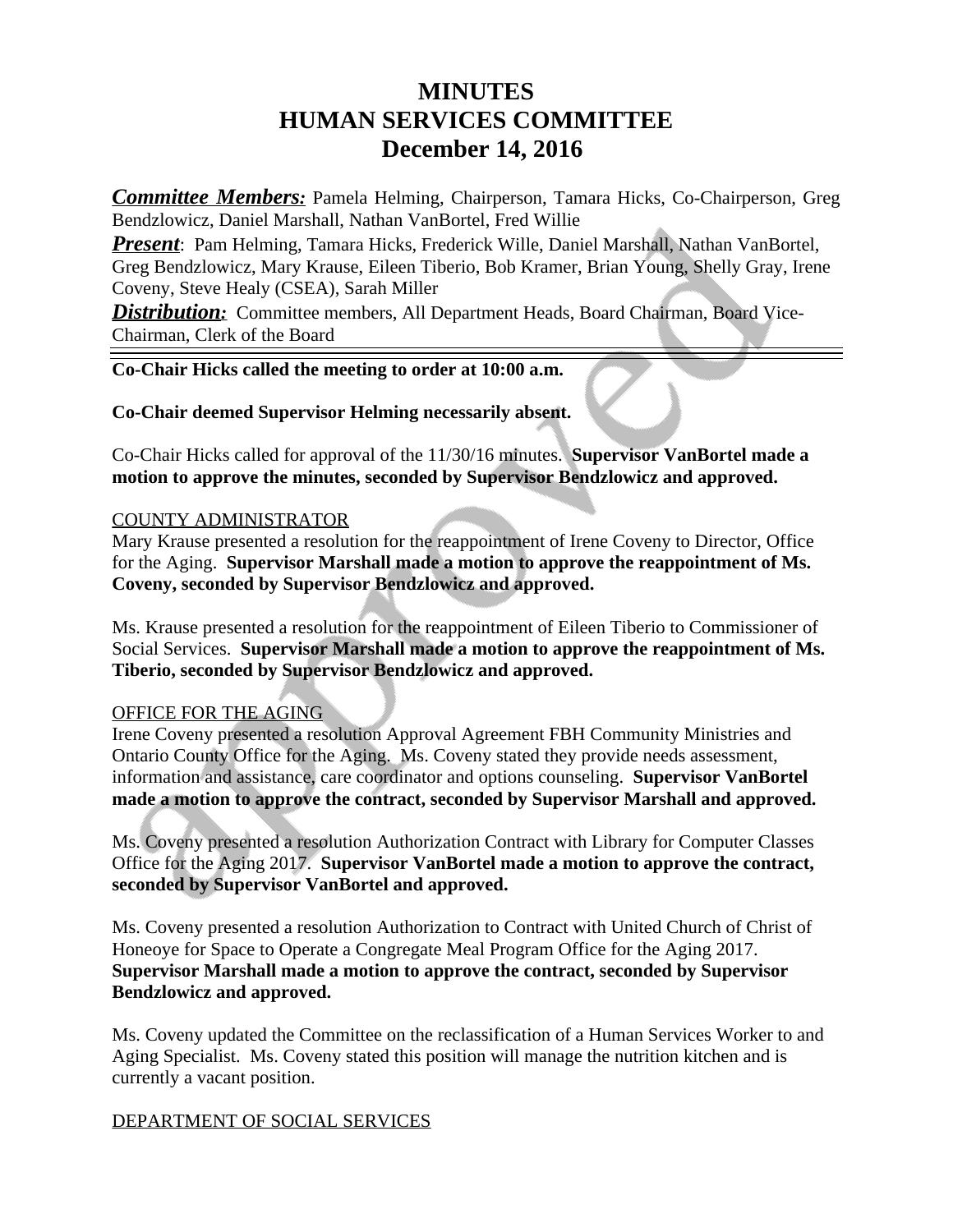# MINUTES
# HUMAN SERVICES COMMITTEE
# December 14, 2016

***Committee Members:*** Pamela Helming, Chairperson, Tamara Hicks, Co-Chairperson, Greg Bendzlowicz, Daniel Marshall, Nathan VanBortel, Fred Willie

***Present***: Pam Helming, Tamara Hicks, Frederick Wille, Daniel Marshall, Nathan VanBortel, Greg Bendzlowicz, Mary Krause, Eileen Tiberio, Bob Kramer, Brian Young, Shelly Gray, Irene Coveny, Steve Healy (CSEA), Sarah Miller

***Distribution:*** Committee members, All Department Heads, Board Chairman, Board Vice-Chairman, Clerk of the Board

---

**Co-Chair Hicks called the meeting to order at 10:00 a.m.**

**Co-Chair deemed Supervisor Helming necessarily absent.**

Co-Chair Hicks called for approval of the 11/30/16 minutes. **Supervisor VanBortel made a motion to approve the minutes, seconded by Supervisor Bendzlowicz and approved.**

COUNTY ADMINISTRATOR

Mary Krause presented a resolution for the reappointment of Irene Coveny to Director, Office for the Aging. **Supervisor Marshall made a motion to approve the reappointment of Ms. Coveny, seconded by Supervisor Bendzlowicz and approved.**

Ms. Krause presented a resolution for the reappointment of Eileen Tiberio to Commissioner of Social Services. **Supervisor Marshall made a motion to approve the reappointment of Ms. Tiberio, seconded by Supervisor Bendzlowicz and approved.**

OFFICE FOR THE AGING

Irene Coveny presented a resolution Approval Agreement FBH Community Ministries and Ontario County Office for the Aging. Ms. Coveny stated they provide needs assessment, information and assistance, care coordinator and options counseling. **Supervisor VanBortel made a motion to approve the contract, seconded by Supervisor Marshall and approved.**

Ms. Coveny presented a resolution Authorization Contract with Library for Computer Classes Office for the Aging 2017. **Supervisor VanBortel made a motion to approve the contract, seconded by Supervisor VanBortel and approved.**

Ms. Coveny presented a resolution Authorization to Contract with United Church of Christ of Honeoye for Space to Operate a Congregate Meal Program Office for the Aging 2017. **Supervisor Marshall made a motion to approve the contract, seconded by Supervisor Bendzlowicz and approved.**

Ms. Coveny updated the Committee on the reclassification of a Human Services Worker to and Aging Specialist. Ms. Coveny stated this position will manage the nutrition kitchen and is currently a vacant position.

DEPARTMENT OF SOCIAL SERVICES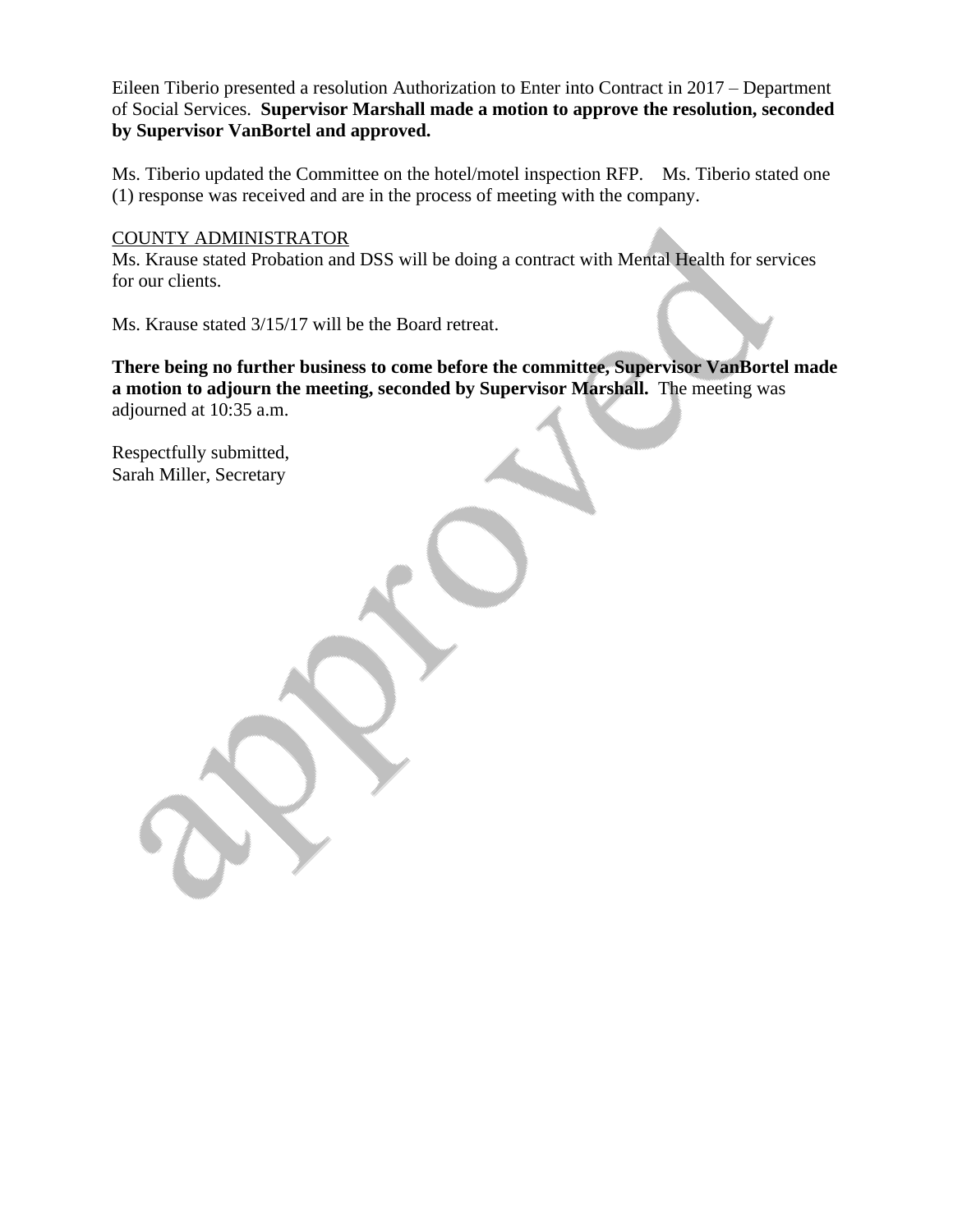Eileen Tiberio presented a resolution Authorization to Enter into Contract in 2017 – Department of Social Services. **Supervisor Marshall made a motion to approve the resolution, seconded by Supervisor VanBortel and approved.**

Ms. Tiberio updated the Committee on the hotel/motel inspection RFP. Ms. Tiberio stated one (1) response was received and are in the process of meeting with the company.

<u>COUNTY ADMINISTRATOR</u>

Ms. Krause stated Probation and DSS will be doing a contract with Mental Health for services for our clients.

Ms. Krause stated 3/15/17 will be the Board retreat.

**There being no further business to come before the committee, Supervisor VanBortel made a motion to adjourn the meeting, seconded by Supervisor Marshall.** The meeting was adjourned at 10:35 a.m.

Respectfully submitted,
Sarah Miller, Secretary